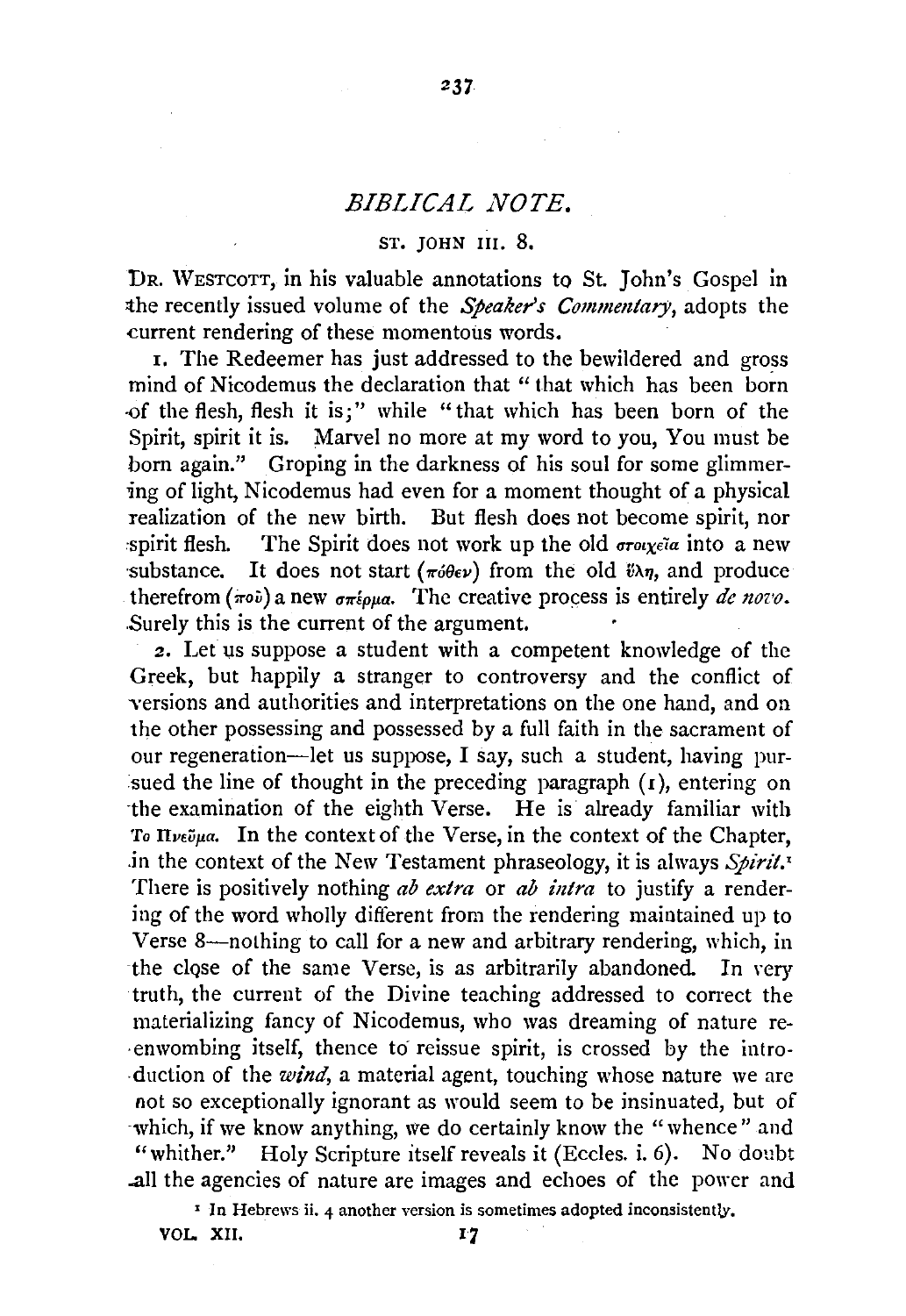# *BIBLICAL NOTE.*

## ST. JOHN III. 8.

DR. WESTCOTT, in his valuable annotations to St. John's Gospel in the recently issued volume of the *Speaker's Commentary*, adopts the current rendering of these momentous words.

1. The Redeemer has just addressed to the bewildered and gross mind of Nicodemus the declaration that "that which has been born of the flesh, flesh it is;" while "that which has been born of the Spirit, spirit it is. Marvel no more at my word to you, You must be born again." Groping in the darkness of his soul for some glimmering of light, Nicodemus had even for a moment thought of a physical realization of the new birth. But flesh does not become spirit, nor spirit flesh. The Spirit does not work up the old στοιχεῖα into a new substance. It does not start (πόθεν) from the old ὕλη, and produce therefrom (ποῦ) a new σπέρμα. The creative process is entirely *de novo*. Surely this is the current of the argument.

2. Let us suppose a student with a competent knowledge of the Greek, but happily a stranger to controversy and the conflict of versions and authorities and interpretations on the one hand, and on the other possessing and possessed by a full faith in the sacrament of our regeneration—let us suppose, I say, such a student, having pursued the line of thought in the preceding paragraph (1), entering on the examination of the eighth Verse. He is already familiar with Τὸ Πνεῦμα. In the context of the Verse, in the context of the Chapter, in the context of the New Testament phraseology, it is always *Spirit*.[1] There is positively nothing *ab extra* or *ab intra* to justify a rendering of the word wholly different from the rendering maintained up to Verse 8—nothing to call for a new and arbitrary rendering, which, in the close of the same Verse, is as arbitrarily abandoned. In very truth, the current of the Divine teaching addressed to correct the materializing fancy of Nicodemus, who was dreaming of nature re-enwombing itself, thence to reissue spirit, is crossed by the introduction of the *wind*, a material agent, touching whose nature we are not so exceptionally ignorant as would seem to be insinuated, but of which, if we know anything, we do certainly know the "whence" and "whither." Holy Scripture itself reveals it (Eccles. i. 6). No doubt all the agencies of nature are images and echoes of the power and

[1] In Hebrews ii. 4 another version is sometimes adopted inconsistently.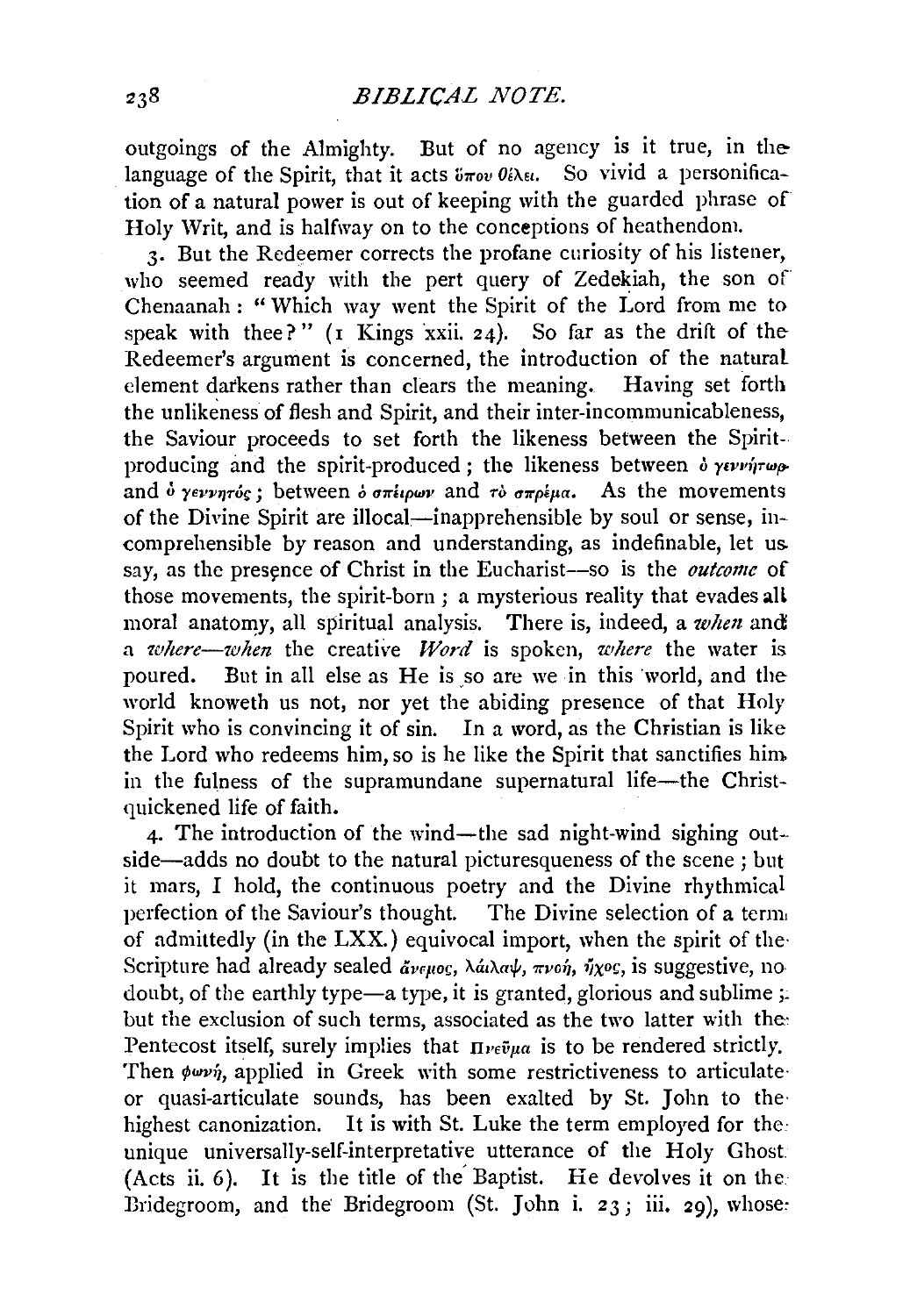outgoings of the Almighty. But of no agency is it true, in the language of the Spirit, that it acts ὅπου θέλει. So vivid a personification of a natural power is out of keeping with the guarded phrase of Holy Writ, and is halfway on to the conceptions of heathendom.

3. But the Redeemer corrects the profane curiosity of his listener, who seemed ready with the pert query of Zedekiah, the son of Chenaanah: "Which way went the Spirit of the Lord from me to speak with thee?" (1 Kings xxii. 24). So far as the drift of the Redeemer's argument is concerned, the introduction of the natural element darkens rather than clears the meaning. Having set forth the unlikeness of flesh and Spirit, and their inter-incommunicableness, the Saviour proceeds to set forth the likeness between the Spirit-producing and the spirit-produced; the likeness between ὁ γεννήτωρ and ὁ γεννητός; between ὁ σπείρων and τὸ σπρέμα. As the movements of the Divine Spirit are illocal—inapprehensible by soul or sense, incomprehensible by reason and understanding, as indefinable, let us say, as the presence of Christ in the Eucharist—so is the *outcome* of those movements, the spirit-born; a mysterious reality that evades all moral anatomy, all spiritual analysis. There is, indeed, a *when* and a *where*—*when* the creative *Word* is spoken, *where* the water is poured. But in all else as He is so are we in this world, and the world knoweth us not, nor yet the abiding presence of that Holy Spirit who is convincing it of sin. In a word, as the Christian is like the Lord who redeems him, so is he like the Spirit that sanctifies him in the fulness of the supramundane supernatural life—the Christ-quickened life of faith.

4. The introduction of the wind—the sad night-wind sighing outside—adds no doubt to the natural picturesqueness of the scene; but it mars, I hold, the continuous poetry and the Divine rhythmical perfection of the Saviour's thought. The Divine selection of a term of admittedly (in the LXX.) equivocal import, when the spirit of the Scripture had already sealed ἄνεμος, λαῖλαψ, πνοή, ἦχος, is suggestive, no doubt, of the earthly type—a type, it is granted, glorious and sublime; but the exclusion of such terms, associated as the two latter with the Pentecost itself, surely implies that Πνεῦμα is to be rendered strictly. Then φωνή, applied in Greek with some restrictiveness to articulate or quasi-articulate sounds, has been exalted by St. John to the highest canonization. It is with St. Luke the term employed for the unique universally-self-interpretative utterance of the Holy Ghost (Acts ii. 6). It is the title of the Baptist. He devolves it on the Bridegroom, and the Bridegroom (St. John i. 23; iii. 29), whose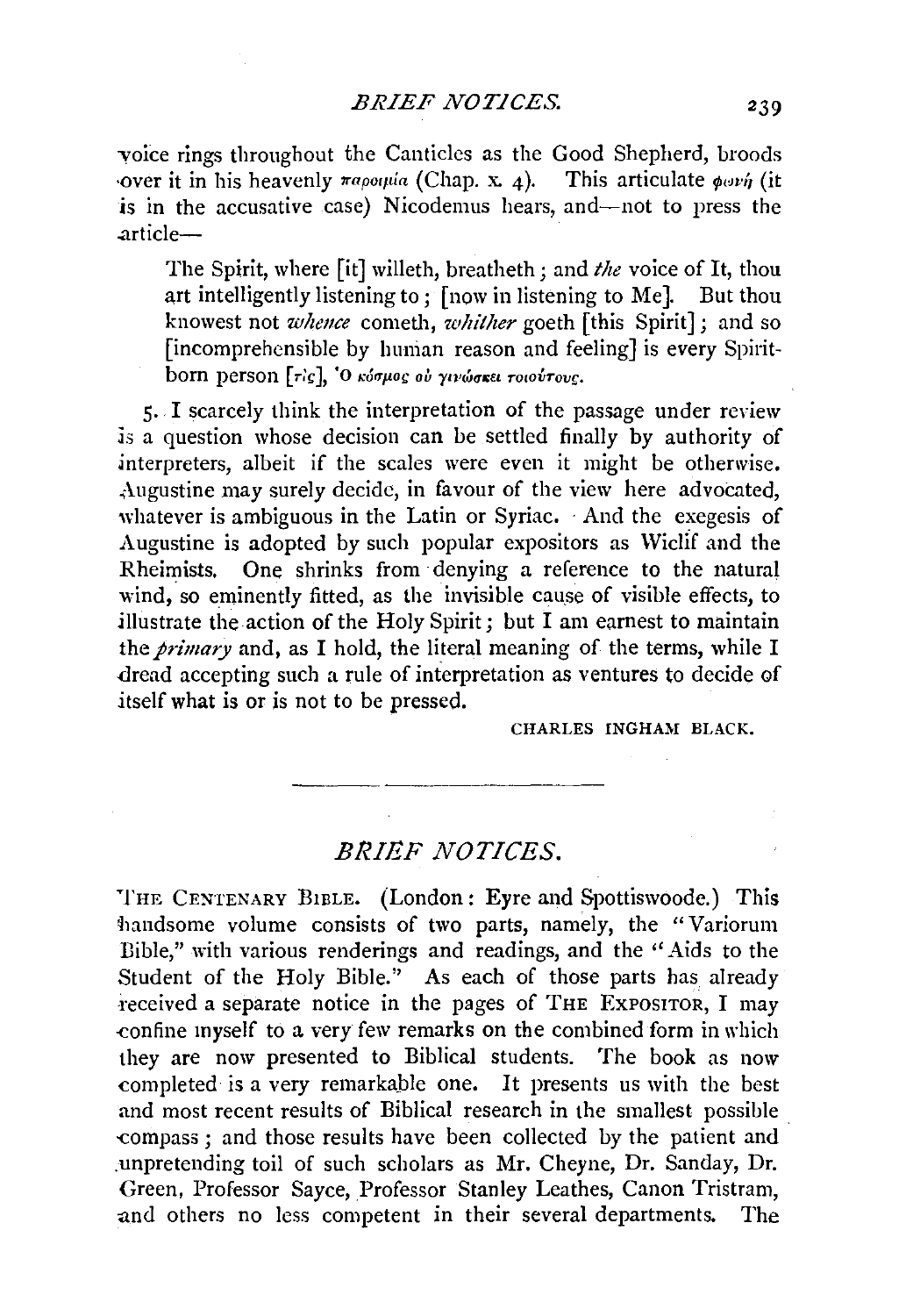voice rings throughout the Canticles as the Good Shepherd, broods over it in his heavenly παροιμία (Chap. x. 4). This articulate φωνή (it is in the accusative case) Nicodemus hears, and—not to press the article—

> The Spirit, where [it] willeth, breatheth; and *the* voice of It, thou art intelligently listening to; [now in listening to Me]. But thou knowest not *whence* cometh, *whither* goeth [this Spirit]; and so [incomprehensible by human reason and feeling] is every Spirit-born person [τίς], Ὁ κόσμος οὐ γινώσκει τοιούτους.

5. I scarcely think the interpretation of the passage under review is a question whose decision can be settled finally by authority of interpreters, albeit if the scales were even it might be otherwise. Augustine may surely decide, in favour of the view here advocated, whatever is ambiguous in the Latin or Syriac. And the exegesis of Augustine is adopted by such popular expositors as Wiclif and the Rheimists. One shrinks from denying a reference to the natural wind, so eminently fitted, as the invisible cause of visible effects, to illustrate the action of the Holy Spirit; but I am earnest to maintain the *primary* and, as I hold, the literal meaning of the terms, while I dread accepting such a rule of interpretation as ventures to decide of itself what is or is not to be pressed.

CHARLES INGHAM BLACK.

---

## BRIEF NOTICES.

THE CENTENARY BIBLE. (London: Eyre and Spottiswoode.) This handsome volume consists of two parts, namely, the "Variorum Bible," with various renderings and readings, and the "Aids to the Student of the Holy Bible." As each of those parts has already received a separate notice in the pages of THE EXPOSITOR, I may confine myself to a very few remarks on the combined form in which they are now presented to Biblical students. The book as now completed is a very remarkable one. It presents us with the best and most recent results of Biblical research in the smallest possible compass; and those results have been collected by the patient and unpretending toil of such scholars as Mr. Cheyne, Dr. Sanday, Dr. Green, Professor Sayce, Professor Stanley Leathes, Canon Tristram, and others no less competent in their several departments. The